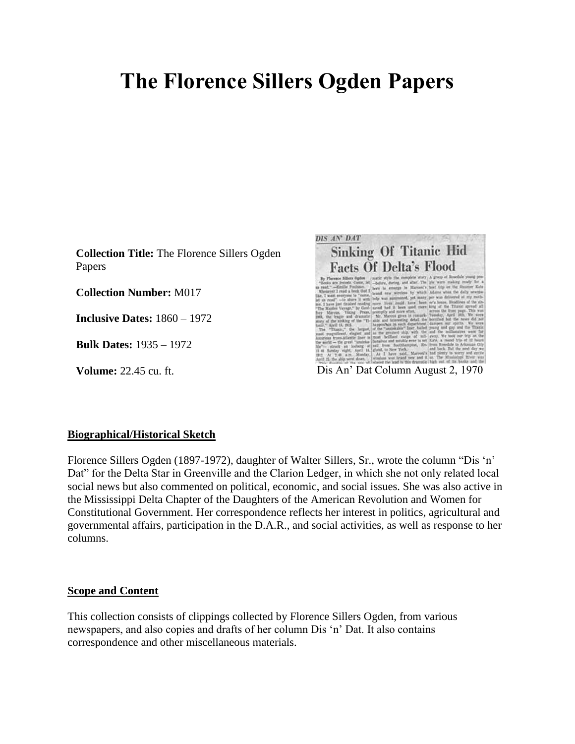# The Florence Sillers Ogden Papers

**Collection Title:** The Florence Sillers Ogden Papers

**Collection Number:** M017

**Inclusive Dates:** 1860 – 1972

**Bulk Dates:** 1935 – 1972

**Volume:** 22.45 cu. ft.

Dis An' Dat Column August 2, 1970

## Biographical/Historical Sketch

Florence Sillers Ogden (1897-1972), daughter of Walter Sillers, Sr., wrote the column "Dis 'n' Dat" for the Delta Star in Greenville and the Clarion Ledger, in which she not only related local social news but also commented on political, economic, and social issues. She was also active in the Mississippi Delta Chapter of the Daughters of the American Revolution and Women for Constitutional Government. Her correspondence reflects her interest in politics, agricultural and governmental affairs, participation in the D.A.R., and social activities, as well as response to her columns.

## Scope and Content

This collection consists of clippings collected by Florence Sillers Ogden, from various newspapers, and also copies and drafts of her column Dis 'n' Dat. It also contains correspondence and other miscellaneous materials.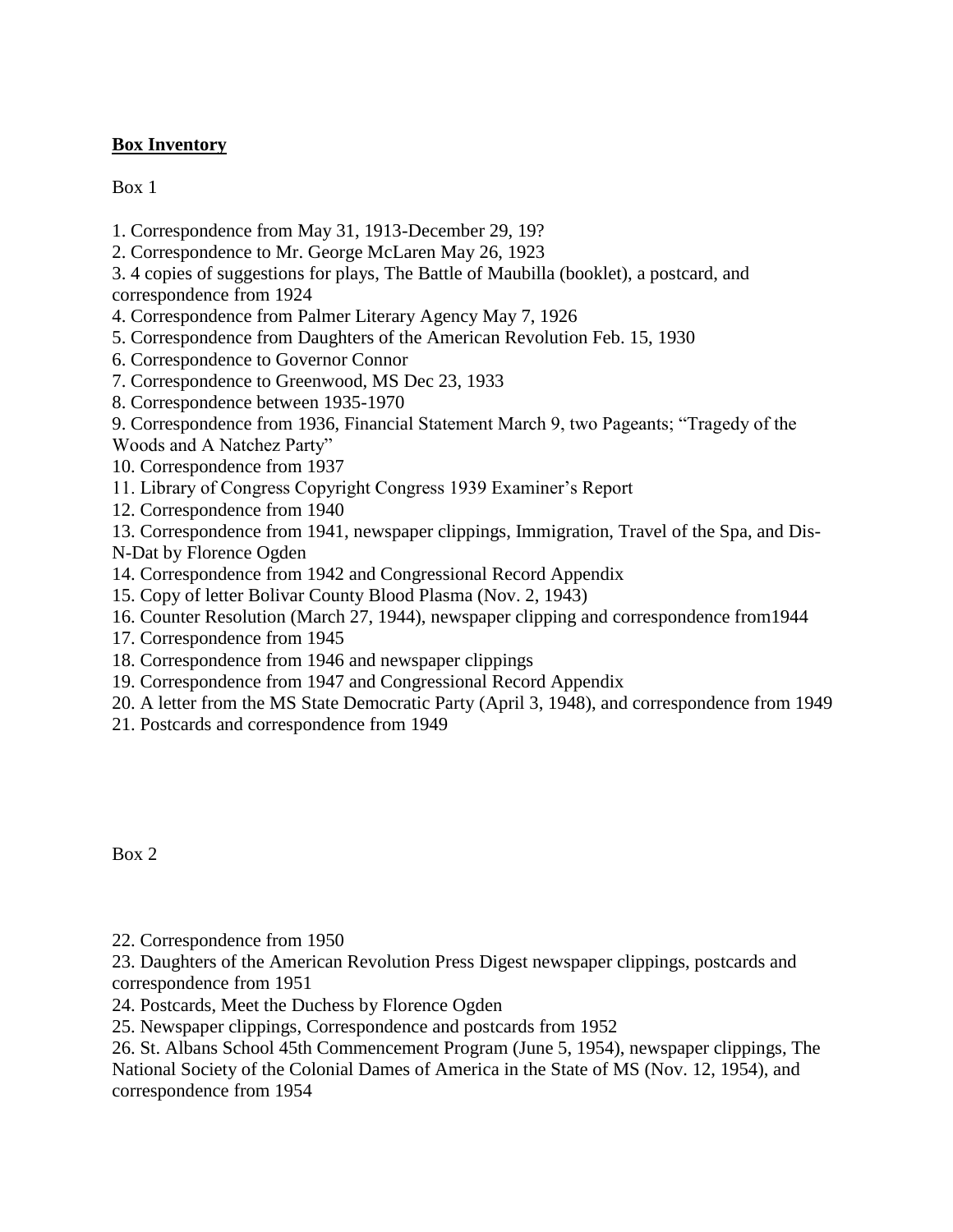**Box Inventory**

Box 1

1. Correspondence from May 31, 1913-December 29, 19?
2. Correspondence to Mr. George McLaren May 26, 1923
3. 4 copies of suggestions for plays, The Battle of Maubilla (booklet), a postcard, and correspondence from 1924
4. Correspondence from Palmer Literary Agency May 7, 1926
5. Correspondence from Daughters of the American Revolution Feb. 15, 1930
6. Correspondence to Governor Connor
7. Correspondence to Greenwood, MS Dec 23, 1933
8. Correspondence between 1935-1970
9. Correspondence from 1936, Financial Statement March 9, two Pageants; "Tragedy of the Woods and A Natchez Party"
10. Correspondence from 1937
11. Library of Congress Copyright Congress 1939 Examiner's Report
12. Correspondence from 1940
13. Correspondence from 1941, newspaper clippings, Immigration, Travel of the Spa, and Dis-N-Dat by Florence Ogden
14. Correspondence from 1942 and Congressional Record Appendix
15. Copy of letter Bolivar County Blood Plasma (Nov. 2, 1943)
16. Counter Resolution (March 27, 1944), newspaper clipping and correspondence from1944
17. Correspondence from 1945
18. Correspondence from 1946 and newspaper clippings
19. Correspondence from 1947 and Congressional Record Appendix
20. A letter from the MS State Democratic Party (April 3, 1948), and correspondence from 1949
21. Postcards and correspondence from 1949

Box 2

22. Correspondence from 1950
23. Daughters of the American Revolution Press Digest newspaper clippings, postcards and correspondence from 1951
24. Postcards, Meet the Duchess by Florence Ogden
25. Newspaper clippings, Correspondence and postcards from 1952
26. St. Albans School 45th Commencement Program (June 5, 1954), newspaper clippings, The National Society of the Colonial Dames of America in the State of MS (Nov. 12, 1954), and correspondence from 1954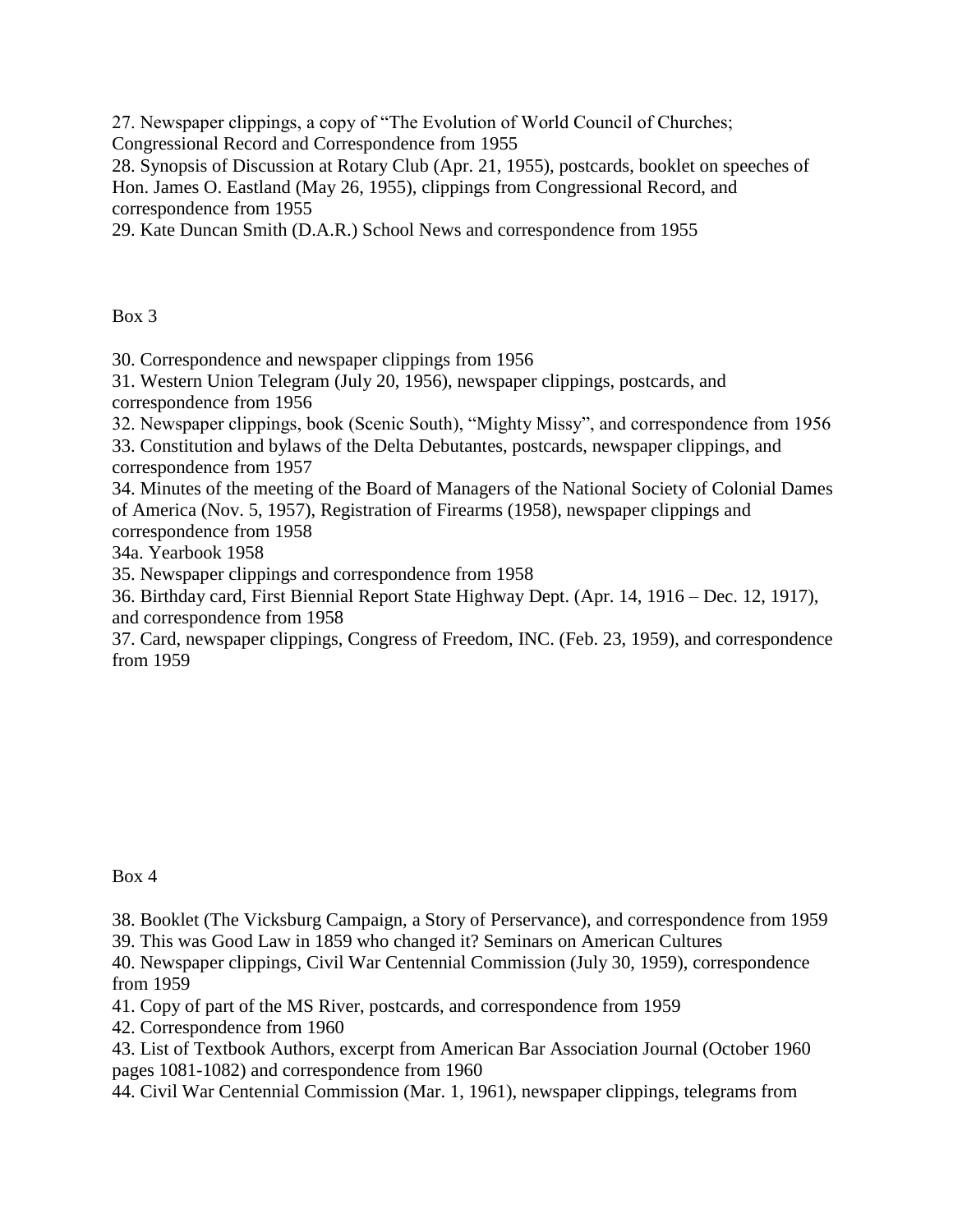27. Newspaper clippings, a copy of "The Evolution of World Council of Churches; Congressional Record and Correspondence from 1955
28. Synopsis of Discussion at Rotary Club (Apr. 21, 1955), postcards, booklet on speeches of Hon. James O. Eastland (May 26, 1955), clippings from Congressional Record, and correspondence from 1955
29. Kate Duncan Smith (D.A.R.) School News and correspondence from 1955

Box 3

30. Correspondence and newspaper clippings from 1956
31. Western Union Telegram (July 20, 1956), newspaper clippings, postcards, and correspondence from 1956
32. Newspaper clippings, book (Scenic South), "Mighty Missy", and correspondence from 1956
33. Constitution and bylaws of the Delta Debutantes, postcards, newspaper clippings, and correspondence from 1957
34. Minutes of the meeting of the Board of Managers of the National Society of Colonial Dames of America (Nov. 5, 1957), Registration of Firearms (1958), newspaper clippings and correspondence from 1958
34a. Yearbook 1958
35. Newspaper clippings and correspondence from 1958
36. Birthday card, First Biennial Report State Highway Dept. (Apr. 14, 1916 – Dec. 12, 1917), and correspondence from 1958
37. Card, newspaper clippings, Congress of Freedom, INC. (Feb. 23, 1959), and correspondence from 1959

Box 4

38. Booklet (The Vicksburg Campaign, a Story of Perservance), and correspondence from 1959
39. This was Good Law in 1859 who changed it? Seminars on American Cultures
40. Newspaper clippings, Civil War Centennial Commission (July 30, 1959), correspondence from 1959
41. Copy of part of the MS River, postcards, and correspondence from 1959
42. Correspondence from 1960
43. List of Textbook Authors, excerpt from American Bar Association Journal (October 1960 pages 1081-1082) and correspondence from 1960
44. Civil War Centennial Commission (Mar. 1, 1961), newspaper clippings, telegrams from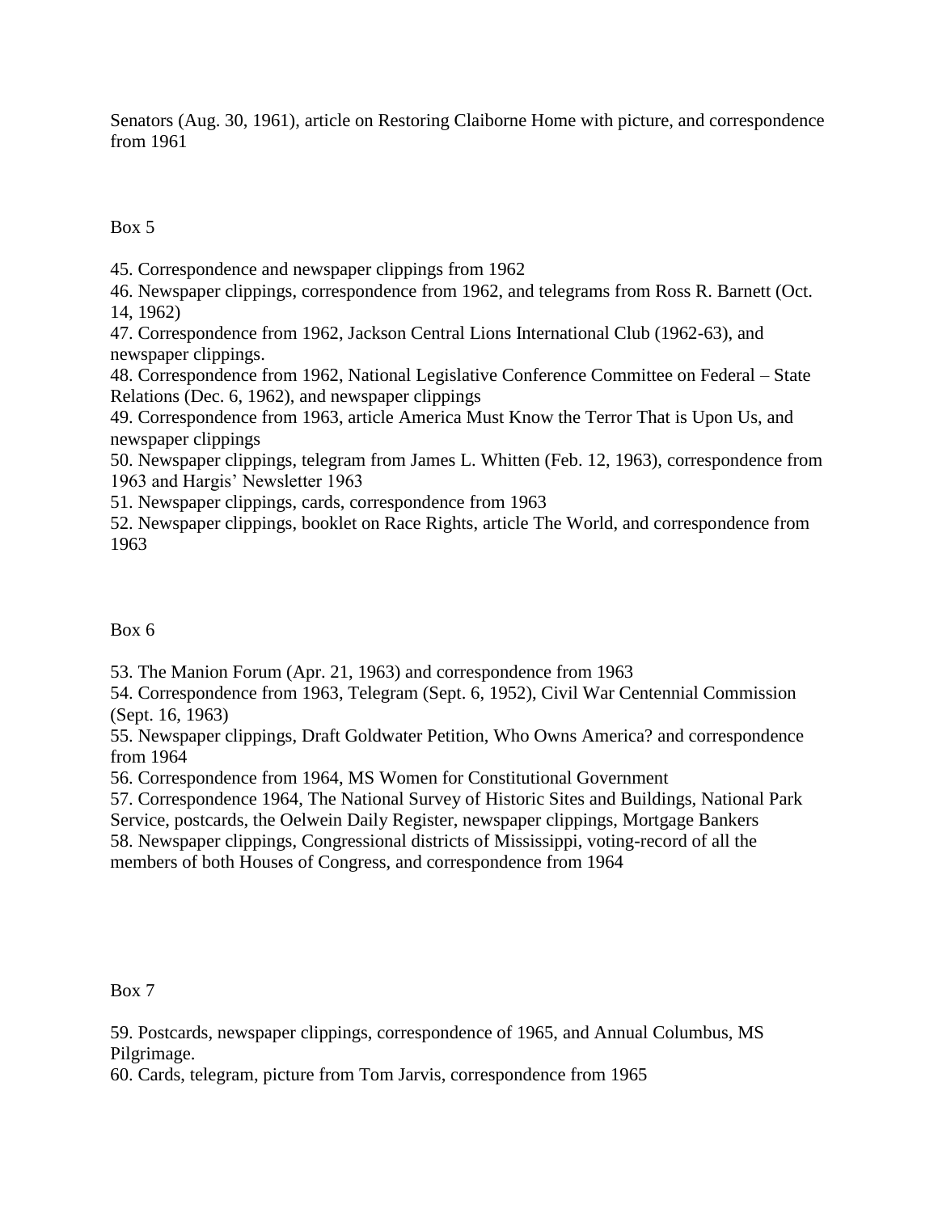Senators (Aug. 30, 1961), article on Restoring Claiborne Home with picture, and correspondence from 1961

Box 5

45. Correspondence and newspaper clippings from 1962
46. Newspaper clippings, correspondence from 1962, and telegrams from Ross R. Barnett (Oct. 14, 1962)
47. Correspondence from 1962, Jackson Central Lions International Club (1962-63), and newspaper clippings.
48. Correspondence from 1962, National Legislative Conference Committee on Federal – State Relations (Dec. 6, 1962), and newspaper clippings
49. Correspondence from 1963, article America Must Know the Terror That is Upon Us, and newspaper clippings
50. Newspaper clippings, telegram from James L. Whitten (Feb. 12, 1963), correspondence from 1963 and Hargis' Newsletter 1963
51. Newspaper clippings, cards, correspondence from 1963
52. Newspaper clippings, booklet on Race Rights, article The World, and correspondence from 1963

Box 6

53. The Manion Forum (Apr. 21, 1963) and correspondence from 1963
54. Correspondence from 1963, Telegram (Sept. 6, 1952), Civil War Centennial Commission (Sept. 16, 1963)
55. Newspaper clippings, Draft Goldwater Petition, Who Owns America? and correspondence from 1964
56. Correspondence from 1964, MS Women for Constitutional Government
57. Correspondence 1964, The National Survey of Historic Sites and Buildings, National Park Service, postcards, the Oelwein Daily Register, newspaper clippings, Mortgage Bankers
58. Newspaper clippings, Congressional districts of Mississippi, voting-record of all the members of both Houses of Congress, and correspondence from 1964

Box 7

59. Postcards, newspaper clippings, correspondence of 1965, and Annual Columbus, MS Pilgrimage.
60. Cards, telegram, picture from Tom Jarvis, correspondence from 1965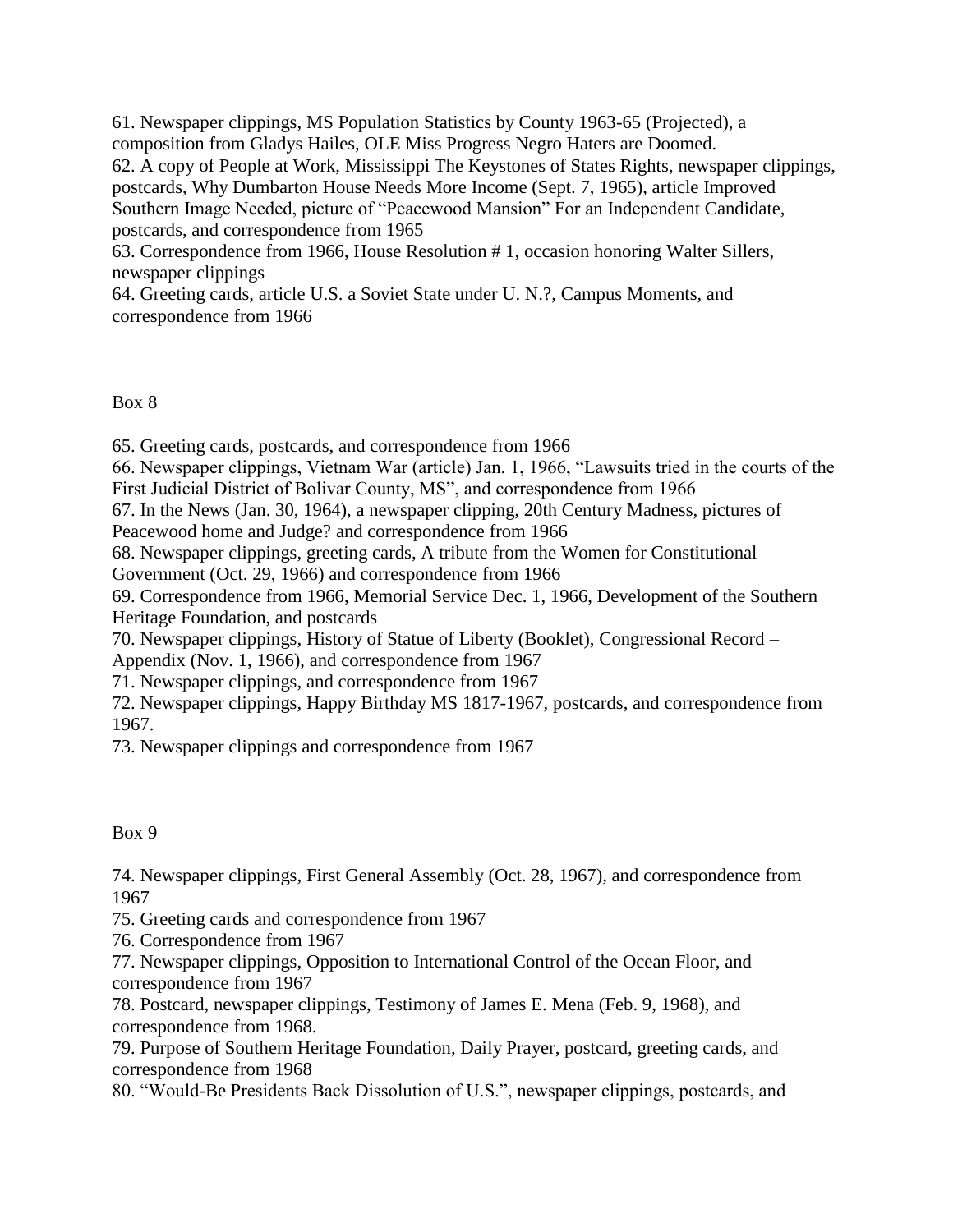61. Newspaper clippings, MS Population Statistics by County 1963-65 (Projected), a composition from Gladys Hailes, OLE Miss Progress Negro Haters are Doomed.
62. A copy of People at Work, Mississippi The Keystones of States Rights, newspaper clippings, postcards, Why Dumbarton House Needs More Income (Sept. 7, 1965), article Improved Southern Image Needed, picture of "Peacewood Mansion" For an Independent Candidate, postcards, and correspondence from 1965
63. Correspondence from 1966, House Resolution # 1, occasion honoring Walter Sillers, newspaper clippings
64. Greeting cards, article U.S. a Soviet State under U. N.?, Campus Moments, and correspondence from 1966

Box 8

65. Greeting cards, postcards, and correspondence from 1966
66. Newspaper clippings, Vietnam War (article) Jan. 1, 1966, "Lawsuits tried in the courts of the First Judicial District of Bolivar County, MS", and correspondence from 1966
67. In the News (Jan. 30, 1964), a newspaper clipping, 20th Century Madness, pictures of Peacewood home and Judge? and correspondence from 1966
68. Newspaper clippings, greeting cards, A tribute from the Women for Constitutional Government (Oct. 29, 1966) and correspondence from 1966
69. Correspondence from 1966, Memorial Service Dec. 1, 1966, Development of the Southern Heritage Foundation, and postcards
70. Newspaper clippings, History of Statue of Liberty (Booklet), Congressional Record – Appendix (Nov. 1, 1966), and correspondence from 1967
71. Newspaper clippings, and correspondence from 1967
72. Newspaper clippings, Happy Birthday MS 1817-1967, postcards, and correspondence from 1967.
73. Newspaper clippings and correspondence from 1967

Box 9

74. Newspaper clippings, First General Assembly (Oct. 28, 1967), and correspondence from 1967
75. Greeting cards and correspondence from 1967
76. Correspondence from 1967
77. Newspaper clippings, Opposition to International Control of the Ocean Floor, and correspondence from 1967
78. Postcard, newspaper clippings, Testimony of James E. Mena (Feb. 9, 1968), and correspondence from 1968.
79. Purpose of Southern Heritage Foundation, Daily Prayer, postcard, greeting cards, and correspondence from 1968
80. "Would-Be Presidents Back Dissolution of U.S.", newspaper clippings, postcards, and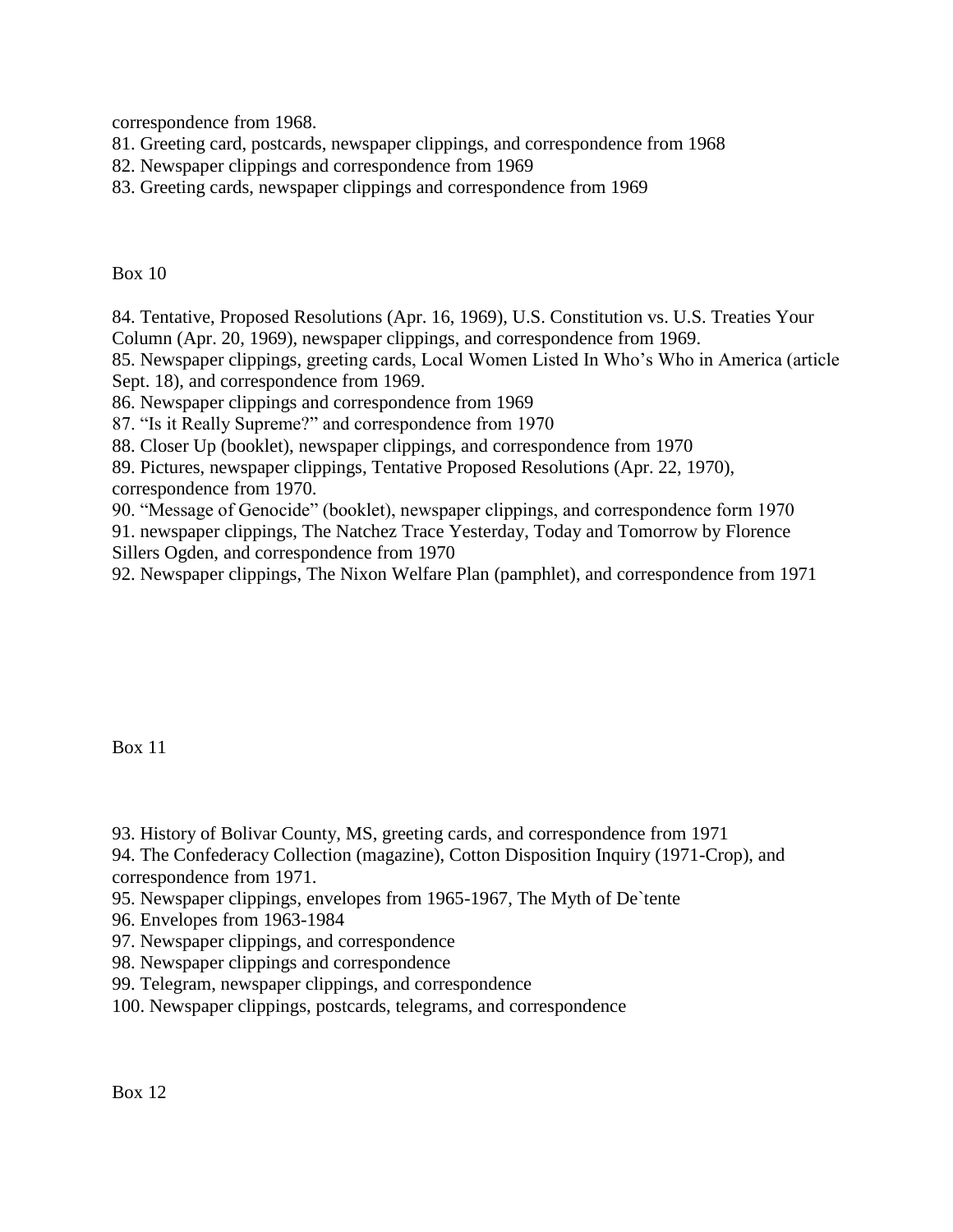correspondence from 1968.

81. Greeting card, postcards, newspaper clippings, and correspondence from 1968
82. Newspaper clippings and correspondence from 1969
83. Greeting cards, newspaper clippings and correspondence from 1969

Box 10

84. Tentative, Proposed Resolutions (Apr. 16, 1969), U.S. Constitution vs. U.S. Treaties Your Column (Apr. 20, 1969), newspaper clippings, and correspondence from 1969.
85. Newspaper clippings, greeting cards, Local Women Listed In Who's Who in America (article Sept. 18), and correspondence from 1969.
86. Newspaper clippings and correspondence from 1969
87. "Is it Really Supreme?" and correspondence from 1970
88. Closer Up (booklet), newspaper clippings, and correspondence from 1970
89. Pictures, newspaper clippings, Tentative Proposed Resolutions (Apr. 22, 1970), correspondence from 1970.
90. "Message of Genocide" (booklet), newspaper clippings, and correspondence form 1970
91. newspaper clippings, The Natchez Trace Yesterday, Today and Tomorrow by Florence Sillers Ogden, and correspondence from 1970
92. Newspaper clippings, The Nixon Welfare Plan (pamphlet), and correspondence from 1971

Box 11

93. History of Bolivar County, MS, greeting cards, and correspondence from 1971
94. The Confederacy Collection (magazine), Cotton Disposition Inquiry (1971-Crop), and correspondence from 1971.
95. Newspaper clippings, envelopes from 1965-1967, The Myth of De`tente
96. Envelopes from 1963-1984
97. Newspaper clippings, and correspondence
98. Newspaper clippings and correspondence
99. Telegram, newspaper clippings, and correspondence
100. Newspaper clippings, postcards, telegrams, and correspondence

Box 12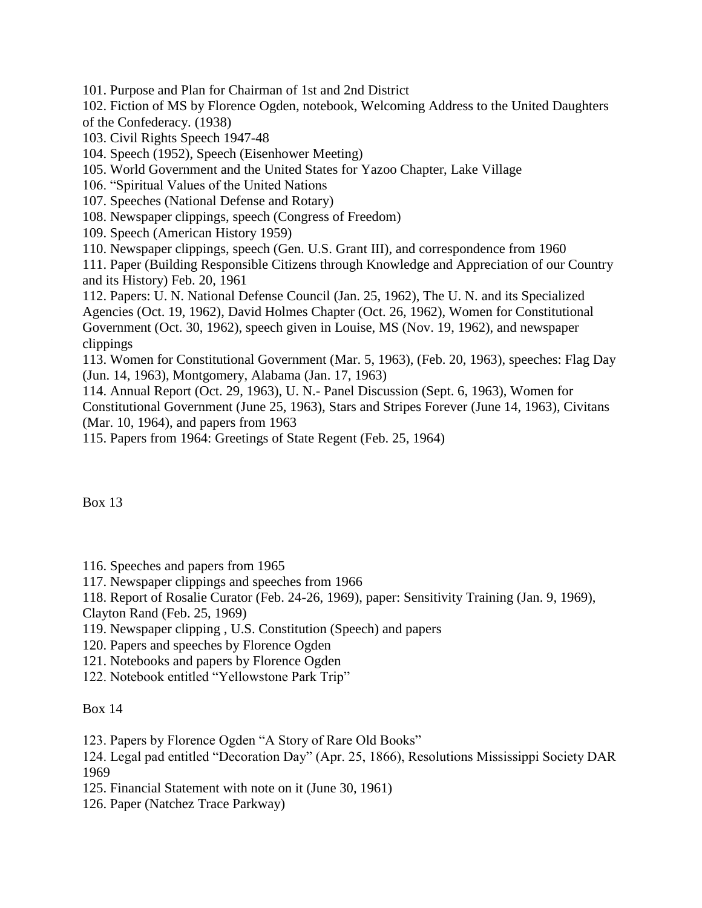101. Purpose and Plan for Chairman of 1st and 2nd District
102. Fiction of MS by Florence Ogden, notebook, Welcoming Address to the United Daughters of the Confederacy. (1938)
103. Civil Rights Speech 1947-48
104. Speech (1952), Speech (Eisenhower Meeting)
105. World Government and the United States for Yazoo Chapter, Lake Village
106. "Spiritual Values of the United Nations
107. Speeches (National Defense and Rotary)
108. Newspaper clippings, speech (Congress of Freedom)
109. Speech (American History 1959)
110. Newspaper clippings, speech (Gen. U.S. Grant III), and correspondence from 1960
111. Paper (Building Responsible Citizens through Knowledge and Appreciation of our Country and its History) Feb. 20, 1961
112. Papers: U. N. National Defense Council (Jan. 25, 1962), The U. N. and its Specialized Agencies (Oct. 19, 1962), David Holmes Chapter (Oct. 26, 1962), Women for Constitutional Government (Oct. 30, 1962), speech given in Louise, MS (Nov. 19, 1962), and newspaper clippings
113. Women for Constitutional Government (Mar. 5, 1963), (Feb. 20, 1963), speeches: Flag Day (Jun. 14, 1963), Montgomery, Alabama (Jan. 17, 1963)
114. Annual Report (Oct. 29, 1963), U. N.- Panel Discussion (Sept. 6, 1963), Women for Constitutional Government (June 25, 1963), Stars and Stripes Forever (June 14, 1963), Civitans (Mar. 10, 1964), and papers from 1963
115. Papers from 1964: Greetings of State Regent (Feb. 25, 1964)

Box 13

116. Speeches and papers from 1965
117. Newspaper clippings and speeches from 1966
118. Report of Rosalie Curator (Feb. 24-26, 1969), paper: Sensitivity Training (Jan. 9, 1969), Clayton Rand (Feb. 25, 1969)
119. Newspaper clipping , U.S. Constitution (Speech) and papers
120. Papers and speeches by Florence Ogden
121. Notebooks and papers by Florence Ogden
122. Notebook entitled "Yellowstone Park Trip"

Box 14

123. Papers by Florence Ogden "A Story of Rare Old Books"
124. Legal pad entitled "Decoration Day" (Apr. 25, 1866), Resolutions Mississippi Society DAR 1969
125. Financial Statement with note on it (June 30, 1961)
126. Paper (Natchez Trace Parkway)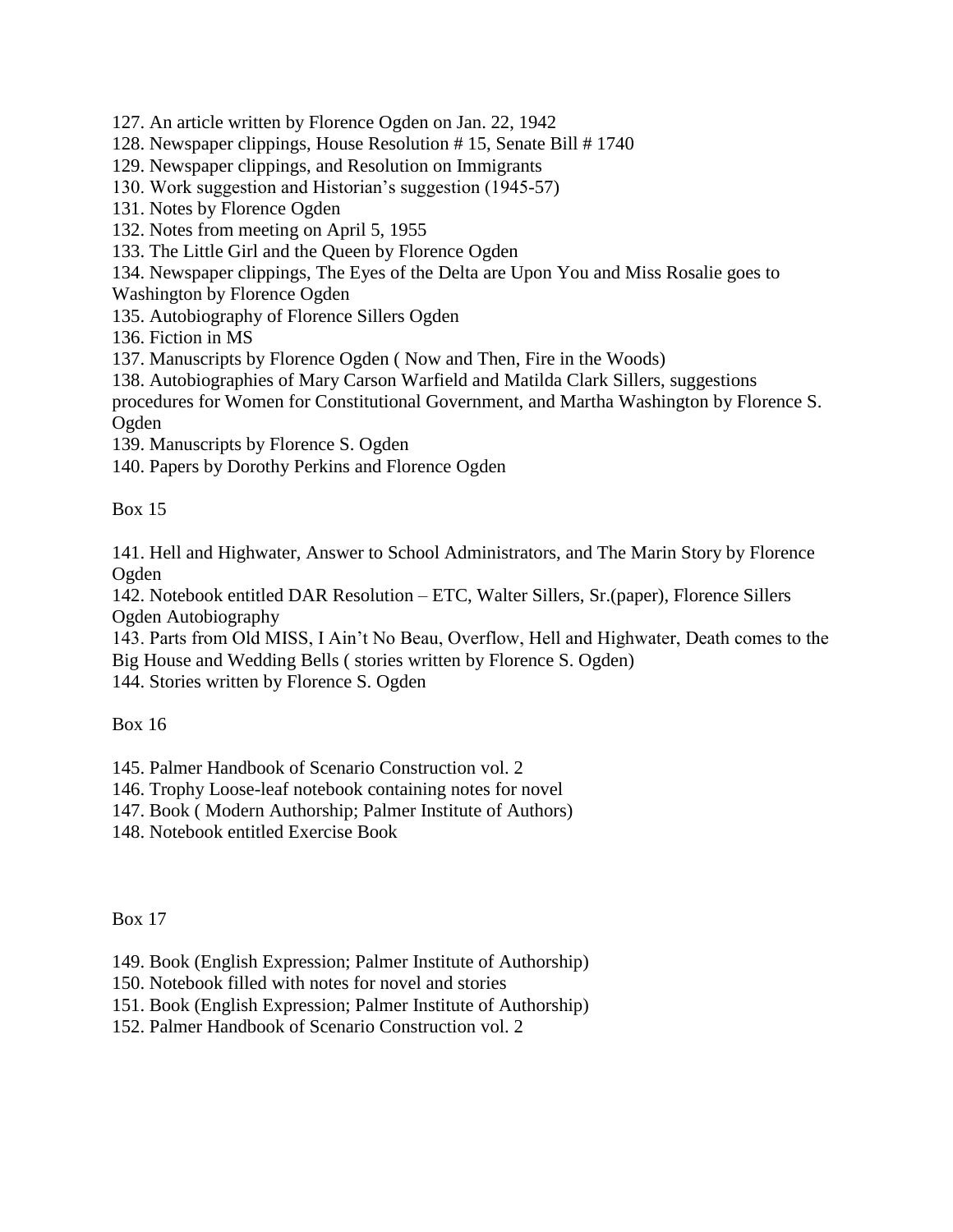127. An article written by Florence Ogden on Jan. 22, 1942
128. Newspaper clippings, House Resolution # 15, Senate Bill # 1740
129. Newspaper clippings, and Resolution on Immigrants
130. Work suggestion and Historian's suggestion (1945-57)
131. Notes by Florence Ogden
132. Notes from meeting on April 5, 1955
133. The Little Girl and the Queen by Florence Ogden
134. Newspaper clippings, The Eyes of the Delta are Upon You and Miss Rosalie goes to Washington by Florence Ogden
135. Autobiography of Florence Sillers Ogden
136. Fiction in MS
137. Manuscripts by Florence Ogden ( Now and Then, Fire in the Woods)
138. Autobiographies of Mary Carson Warfield and Matilda Clark Sillers, suggestions procedures for Women for Constitutional Government, and Martha Washington by Florence S. Ogden
139. Manuscripts by Florence S. Ogden
140. Papers by Dorothy Perkins and Florence Ogden

Box 15

141. Hell and Highwater, Answer to School Administrators, and The Marin Story by Florence Ogden
142. Notebook entitled DAR Resolution – ETC, Walter Sillers, Sr.(paper), Florence Sillers Ogden Autobiography
143. Parts from Old MISS, I Ain't No Beau, Overflow, Hell and Highwater, Death comes to the Big House and Wedding Bells ( stories written by Florence S. Ogden)
144. Stories written by Florence S. Ogden

Box 16

145. Palmer Handbook of Scenario Construction vol. 2
146. Trophy Loose-leaf notebook containing notes for novel
147. Book ( Modern Authorship; Palmer Institute of Authors)
148. Notebook entitled Exercise Book

Box 17

149. Book (English Expression; Palmer Institute of Authorship)
150. Notebook filled with notes for novel and stories
151. Book (English Expression; Palmer Institute of Authorship)
152. Palmer Handbook of Scenario Construction vol. 2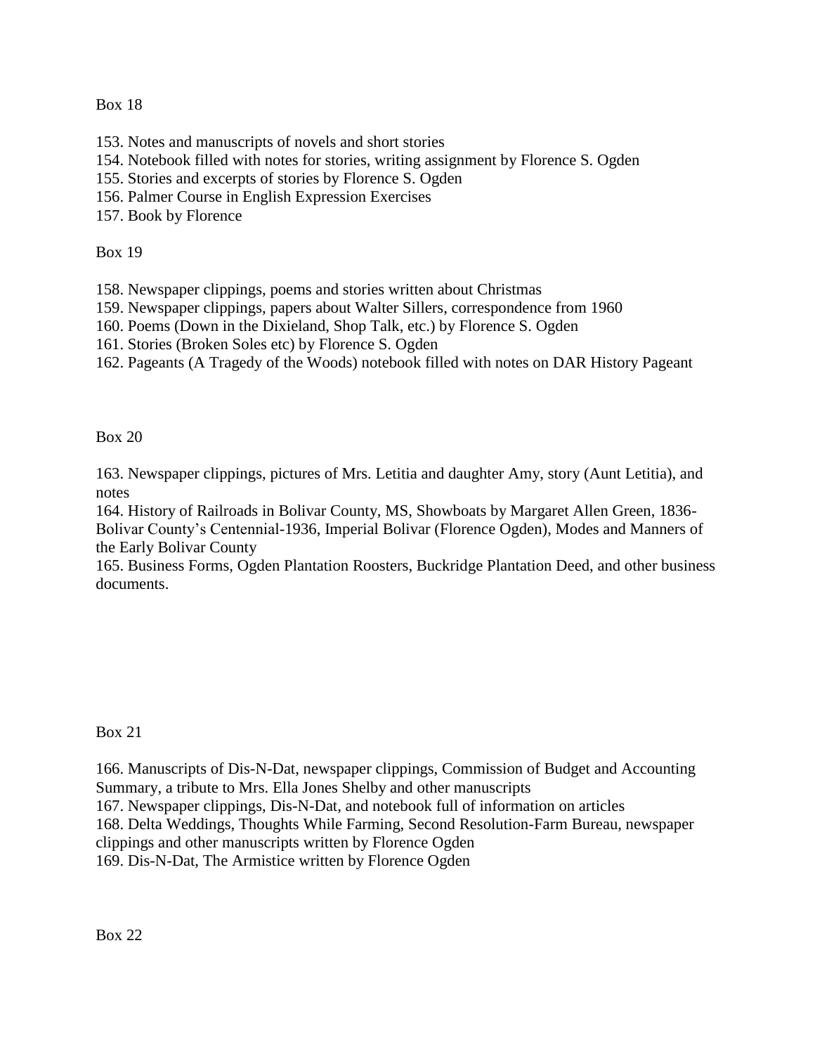Box 18

153. Notes and manuscripts of novels and short stories
154. Notebook filled with notes for stories, writing assignment by Florence S. Ogden
155. Stories and excerpts of stories by Florence S. Ogden
156. Palmer Course in English Expression Exercises
157. Book by Florence

Box 19

158. Newspaper clippings, poems and stories written about Christmas
159. Newspaper clippings, papers about Walter Sillers, correspondence from 1960
160. Poems (Down in the Dixieland, Shop Talk, etc.) by Florence S. Ogden
161. Stories (Broken Soles etc) by Florence S. Ogden
162. Pageants (A Tragedy of the Woods) notebook filled with notes on DAR History Pageant

Box 20

163. Newspaper clippings, pictures of Mrs. Letitia and daughter Amy, story (Aunt Letitia), and notes
164. History of Railroads in Bolivar County, MS, Showboats by Margaret Allen Green, 1836-Bolivar County's Centennial-1936, Imperial Bolivar (Florence Ogden), Modes and Manners of the Early Bolivar County
165. Business Forms, Ogden Plantation Roosters, Buckridge Plantation Deed, and other business documents.

Box 21

166. Manuscripts of Dis-N-Dat, newspaper clippings, Commission of Budget and Accounting Summary, a tribute to Mrs. Ella Jones Shelby and other manuscripts
167. Newspaper clippings, Dis-N-Dat, and notebook full of information on articles
168. Delta Weddings, Thoughts While Farming, Second Resolution-Farm Bureau, newspaper clippings and other manuscripts written by Florence Ogden
169. Dis-N-Dat, The Armistice written by Florence Ogden

Box 22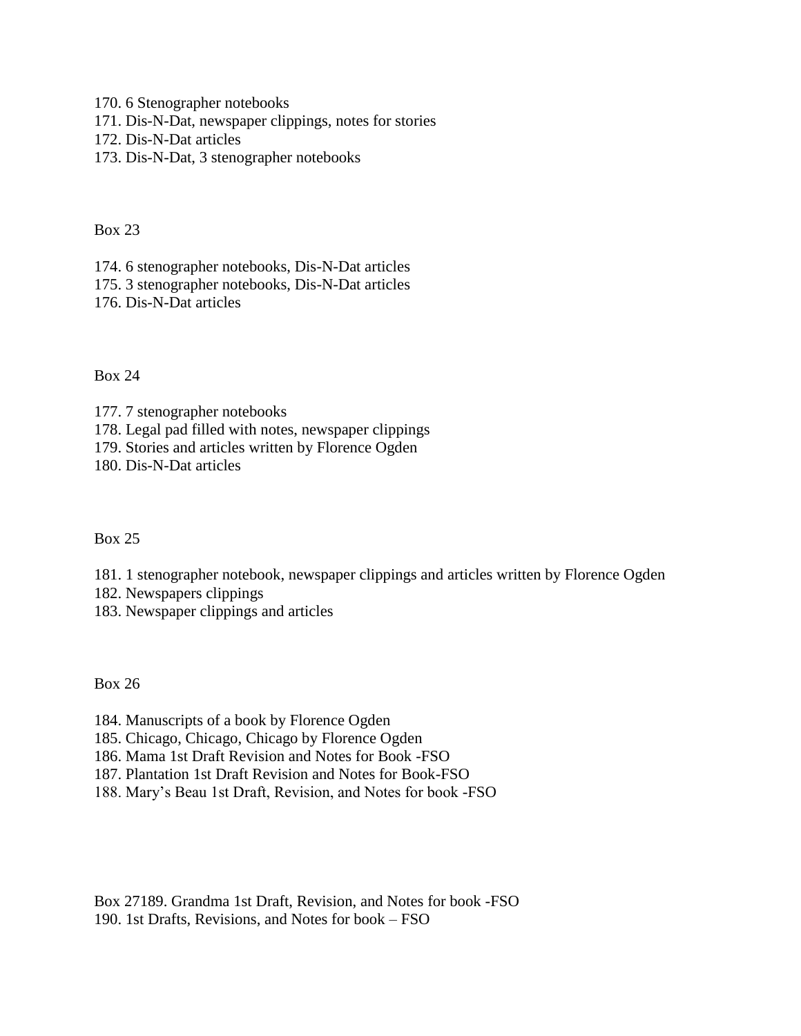170. 6 Stenographer notebooks
171. Dis-N-Dat, newspaper clippings, notes for stories
172. Dis-N-Dat articles
173. Dis-N-Dat, 3 stenographer notebooks

Box 23

174. 6 stenographer notebooks, Dis-N-Dat articles
175. 3 stenographer notebooks, Dis-N-Dat articles
176. Dis-N-Dat articles

Box 24

177. 7 stenographer notebooks
178. Legal pad filled with notes, newspaper clippings
179. Stories and articles written by Florence Ogden
180. Dis-N-Dat articles

Box 25

181. 1 stenographer notebook, newspaper clippings and articles written by Florence Ogden
182. Newspapers clippings
183. Newspaper clippings and articles

Box 26

184. Manuscripts of a book by Florence Ogden
185. Chicago, Chicago, Chicago by Florence Ogden
186. Mama 1st Draft Revision and Notes for Book -FSO
187. Plantation 1st Draft Revision and Notes for Book-FSO
188. Mary's Beau 1st Draft, Revision, and Notes for book -FSO

Box 27189. Grandma 1st Draft, Revision, and Notes for book -FSO
190. 1st Drafts, Revisions, and Notes for book – FSO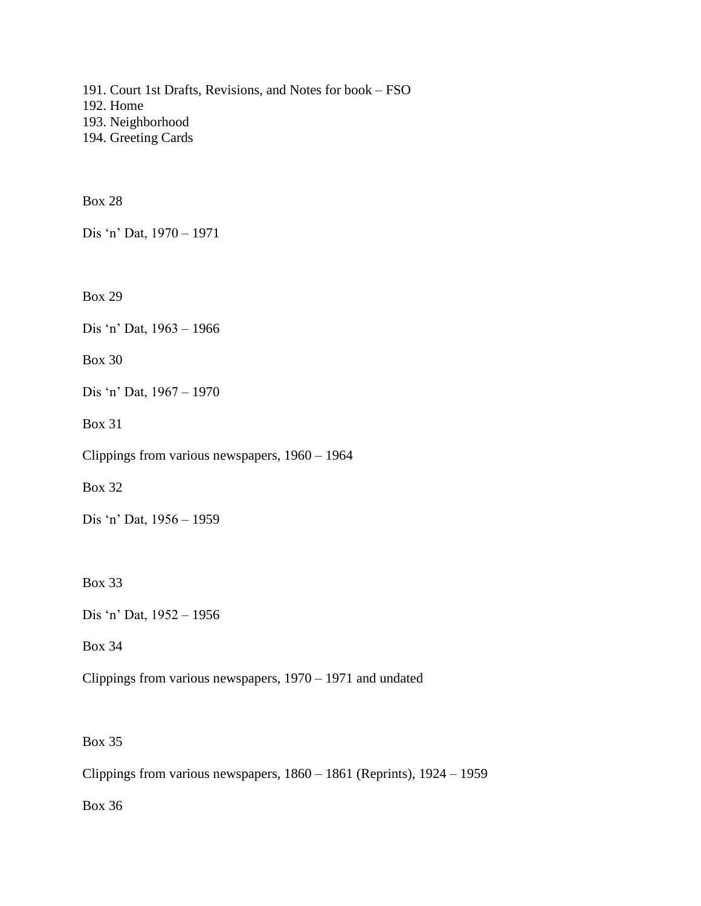191. Court 1st Drafts, Revisions, and Notes for book – FSO
192. Home
193. Neighborhood
194. Greeting Cards

Box 28

Dis 'n' Dat, 1970 – 1971

Box 29

Dis 'n' Dat, 1963 – 1966

Box 30

Dis 'n' Dat, 1967 – 1970

Box 31

Clippings from various newspapers, 1960 – 1964

Box 32

Dis 'n' Dat, 1956 – 1959

Box 33

Dis 'n' Dat, 1952 – 1956

Box 34

Clippings from various newspapers, 1970 – 1971 and undated

Box 35

Clippings from various newspapers, 1860 – 1861 (Reprints), 1924 – 1959

Box 36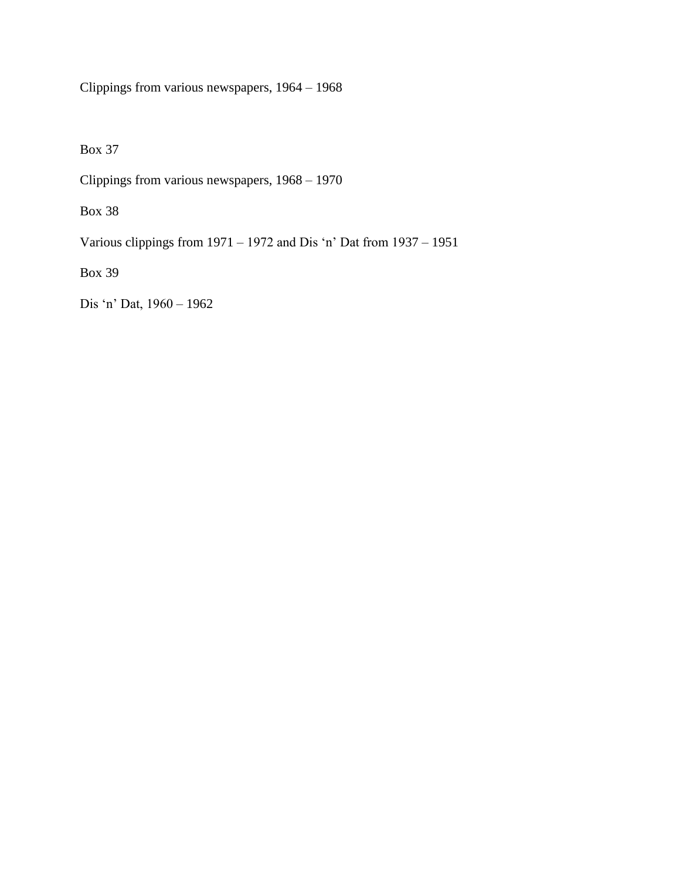Clippings from various newspapers, 1964 – 1968

Box 37

Clippings from various newspapers, 1968 – 1970

Box 38

Various clippings from 1971 – 1972 and Dis 'n' Dat from 1937 – 1951

Box 39

Dis 'n' Dat, 1960 – 1962